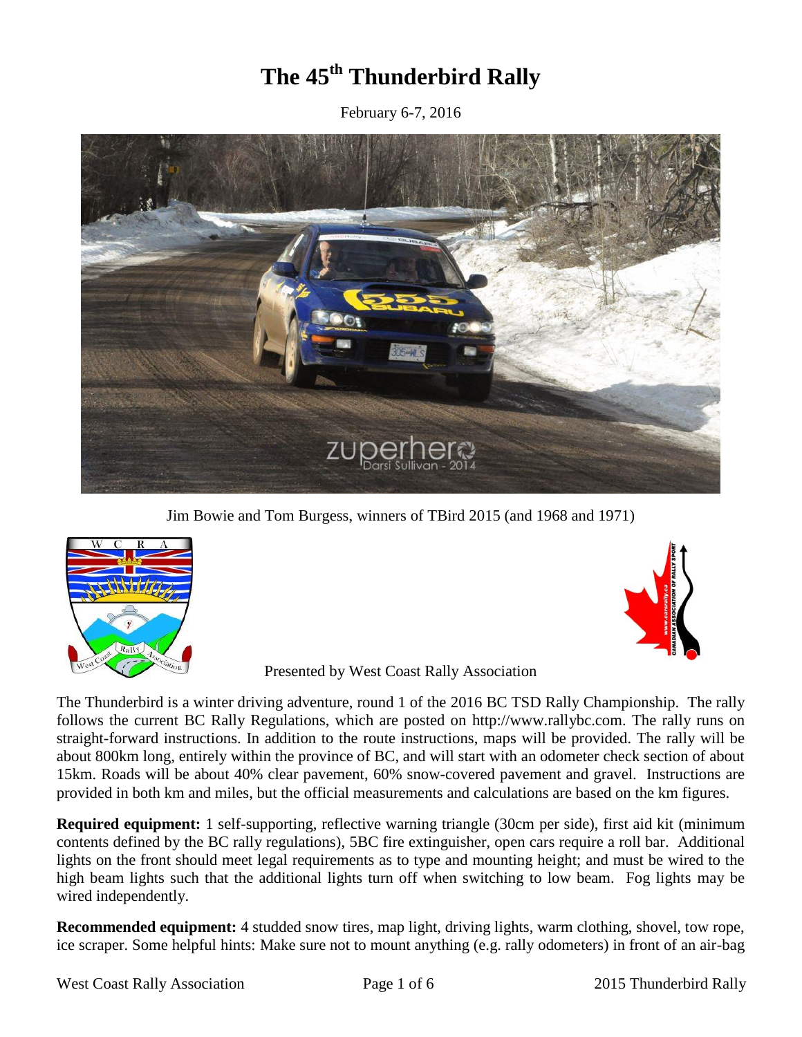# The 45th Thunderbird Rally

February 6-7, 2016

Jim Bowie and Tom Burgess, winners of TBird 2015 (and 1968 and 1971)

Presented by West Coast Rally Association

The Thunderbird is a winter driving adventure, round 1 of the 2016 BC TSD Rally Championship. The rally follows the current BC Rally Regulations, which are posted on http://www.rallybc.com. The rally runs on straight-forward instructions. In addition to the route instructions, maps will be provided. The rally will be about 800km long, entirely within the province of BC, and will start with an odometer check section of about 15km. Roads will be about 40% clear pavement, 60% snow-covered pavement and gravel. Instructions are provided in both km and miles, but the official measurements and calculations are based on the km figures.

**Required equipment:** 1 self-supporting, reflective warning triangle (30cm per side), first aid kit (minimum contents defined by the BC rally regulations), 5BC fire extinguisher, open cars require a roll bar. Additional lights on the front should meet legal requirements as to type and mounting height; and must be wired to the high beam lights such that the additional lights turn off when switching to low beam. Fog lights may be wired independently.

**Recommended equipment:** 4 studded snow tires, map light, driving lights, warm clothing, shovel, tow rope, ice scraper. Some helpful hints: Make sure not to mount anything (e.g. rally odometers) in front of an air-bag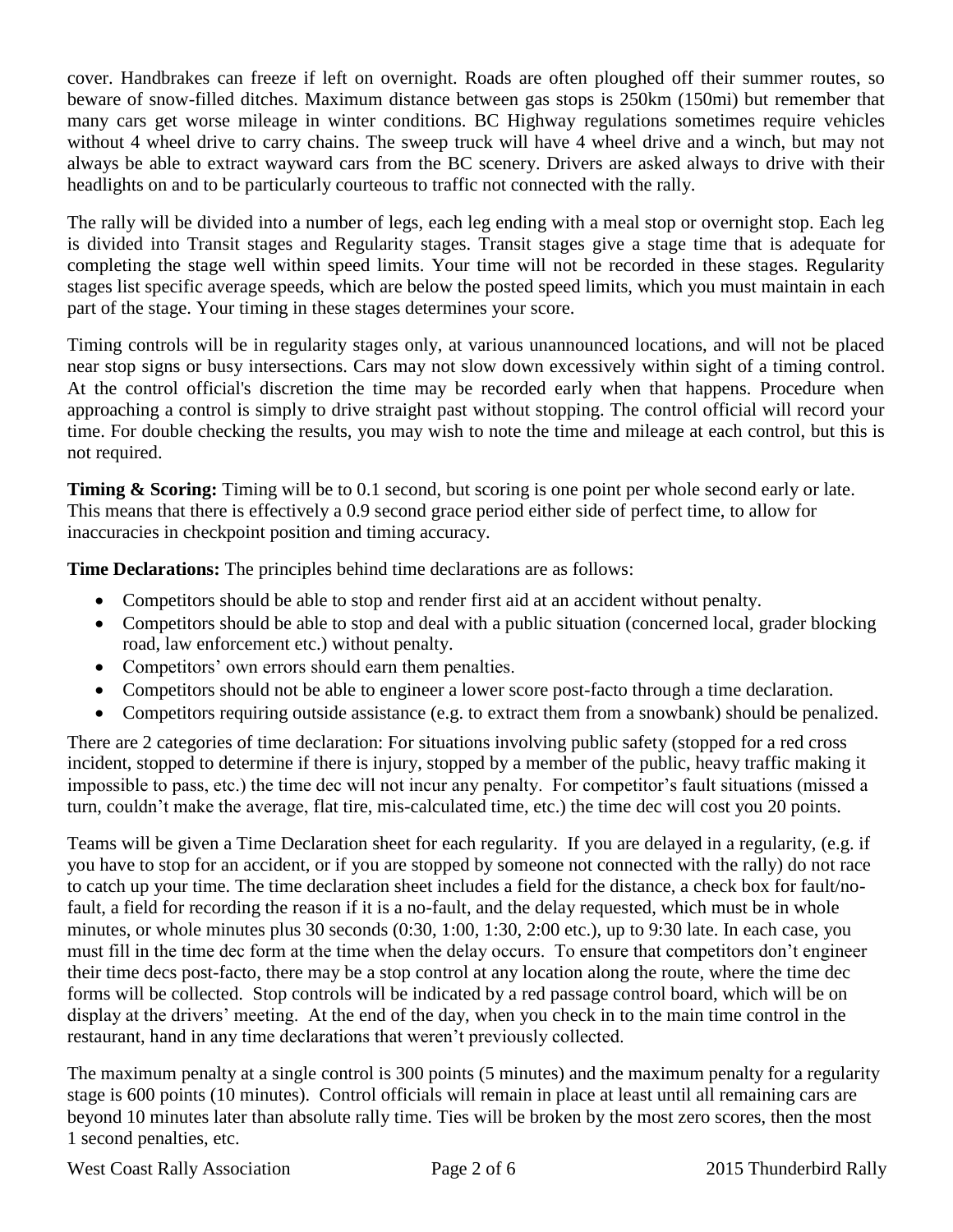cover. Handbrakes can freeze if left on overnight. Roads are often ploughed off their summer routes, so beware of snow-filled ditches. Maximum distance between gas stops is 250km (150mi) but remember that many cars get worse mileage in winter conditions. BC Highway regulations sometimes require vehicles without 4 wheel drive to carry chains. The sweep truck will have 4 wheel drive and a winch, but may not always be able to extract wayward cars from the BC scenery. Drivers are asked always to drive with their headlights on and to be particularly courteous to traffic not connected with the rally.

The rally will be divided into a number of legs, each leg ending with a meal stop or overnight stop. Each leg is divided into Transit stages and Regularity stages. Transit stages give a stage time that is adequate for completing the stage well within speed limits. Your time will not be recorded in these stages. Regularity stages list specific average speeds, which are below the posted speed limits, which you must maintain in each part of the stage. Your timing in these stages determines your score.

Timing controls will be in regularity stages only, at various unannounced locations, and will not be placed near stop signs or busy intersections. Cars may not slow down excessively within sight of a timing control. At the control official's discretion the time may be recorded early when that happens. Procedure when approaching a control is simply to drive straight past without stopping. The control official will record your time. For double checking the results, you may wish to note the time and mileage at each control, but this is not required.

**Timing & Scoring:** Timing will be to 0.1 second, but scoring is one point per whole second early or late. This means that there is effectively a 0.9 second grace period either side of perfect time, to allow for inaccuracies in checkpoint position and timing accuracy.

**Time Declarations:** The principles behind time declarations are as follows:

- Competitors should be able to stop and render first aid at an accident without penalty.
- Competitors should be able to stop and deal with a public situation (concerned local, grader blocking road, law enforcement etc.) without penalty.
- Competitors' own errors should earn them penalties.
- Competitors should not be able to engineer a lower score post-facto through a time declaration.
- Competitors requiring outside assistance (e.g. to extract them from a snowbank) should be penalized.

There are 2 categories of time declaration: For situations involving public safety (stopped for a red cross incident, stopped to determine if there is injury, stopped by a member of the public, heavy traffic making it impossible to pass, etc.) the time dec will not incur any penalty. For competitor's fault situations (missed a turn, couldn't make the average, flat tire, mis-calculated time, etc.) the time dec will cost you 20 points.

Teams will be given a Time Declaration sheet for each regularity. If you are delayed in a regularity, (e.g. if you have to stop for an accident, or if you are stopped by someone not connected with the rally) do not race to catch up your time. The time declaration sheet includes a field for the distance, a check box for fault/no-fault, a field for recording the reason if it is a no-fault, and the delay requested, which must be in whole minutes, or whole minutes plus 30 seconds (0:30, 1:00, 1:30, 2:00 etc.), up to 9:30 late. In each case, you must fill in the time dec form at the time when the delay occurs. To ensure that competitors don't engineer their time decs post-facto, there may be a stop control at any location along the route, where the time dec forms will be collected. Stop controls will be indicated by a red passage control board, which will be on display at the drivers' meeting. At the end of the day, when you check in to the main time control in the restaurant, hand in any time declarations that weren't previously collected.

The maximum penalty at a single control is 300 points (5 minutes) and the maximum penalty for a regularity stage is 600 points (10 minutes). Control officials will remain in place at least until all remaining cars are beyond 10 minutes later than absolute rally time. Ties will be broken by the most zero scores, then the most 1 second penalties, etc.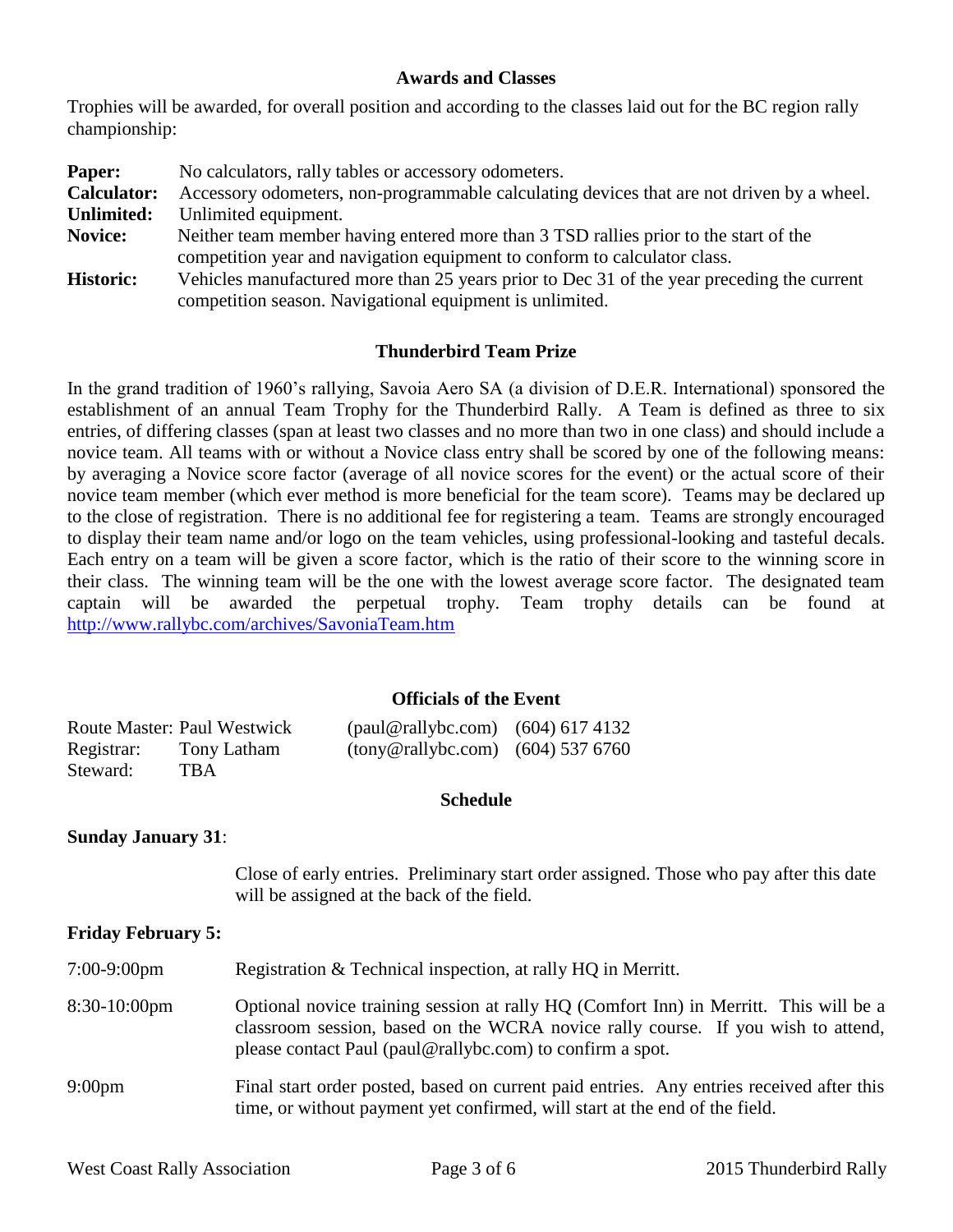## Awards and Classes

Trophies will be awarded, for overall position and according to the classes laid out for the BC region rally championship:

| | |
|---|---|
| **Paper:** | No calculators, rally tables or accessory odometers. |
| **Calculator:** | Accessory odometers, non-programmable calculating devices that are not driven by a wheel. |
| **Unlimited:** | Unlimited equipment. |
| **Novice:** | Neither team member having entered more than 3 TSD rallies prior to the start of the competition year and navigation equipment to conform to calculator class. |
| **Historic:** | Vehicles manufactured more than 25 years prior to Dec 31 of the year preceding the current competition season. Navigational equipment is unlimited. |

## Thunderbird Team Prize

In the grand tradition of 1960's rallying, Savoia Aero SA (a division of D.E.R. International) sponsored the establishment of an annual Team Trophy for the Thunderbird Rally. A Team is defined as three to six entries, of differing classes (span at least two classes and no more than two in one class) and should include a novice team. All teams with or without a Novice class entry shall be scored by one of the following means: by averaging a Novice score factor (average of all novice scores for the event) or the actual score of their novice team member (which ever method is more beneficial for the team score). Teams may be declared up to the close of registration. There is no additional fee for registering a team. Teams are strongly encouraged to display their team name and/or logo on the team vehicles, using professional-looking and tasteful decals. Each entry on a team will be given a score factor, which is the ratio of their score to the winning score in their class. The winning team will be the one with the lowest average score factor. The designated team captain will be awarded the perpetual trophy. Team trophy details can be found at http://www.rallybc.com/archives/SavoniaTeam.htm

## Officials of the Event

| | | | |
|---|---|---|---|
| Route Master: | Paul Westwick | (paul@rallybc.com) | (604) 617 4132 |
| Registrar: | Tony Latham | (tony@rallybc.com) | (604) 537 6760 |
| Steward: | TBA | | |

## Schedule

**Sunday January 31**:

Close of early entries. Preliminary start order assigned. Those who pay after this date will be assigned at the back of the field.

**Friday February 5:**

| | |
|---|---|
| 7:00-9:00pm | Registration & Technical inspection, at rally HQ in Merritt. |
| 8:30-10:00pm | Optional novice training session at rally HQ (Comfort Inn) in Merritt. This will be a classroom session, based on the WCRA novice rally course. If you wish to attend, please contact Paul (paul@rallybc.com) to confirm a spot. |
| 9:00pm | Final start order posted, based on current paid entries. Any entries received after this time, or without payment yet confirmed, will start at the end of the field. |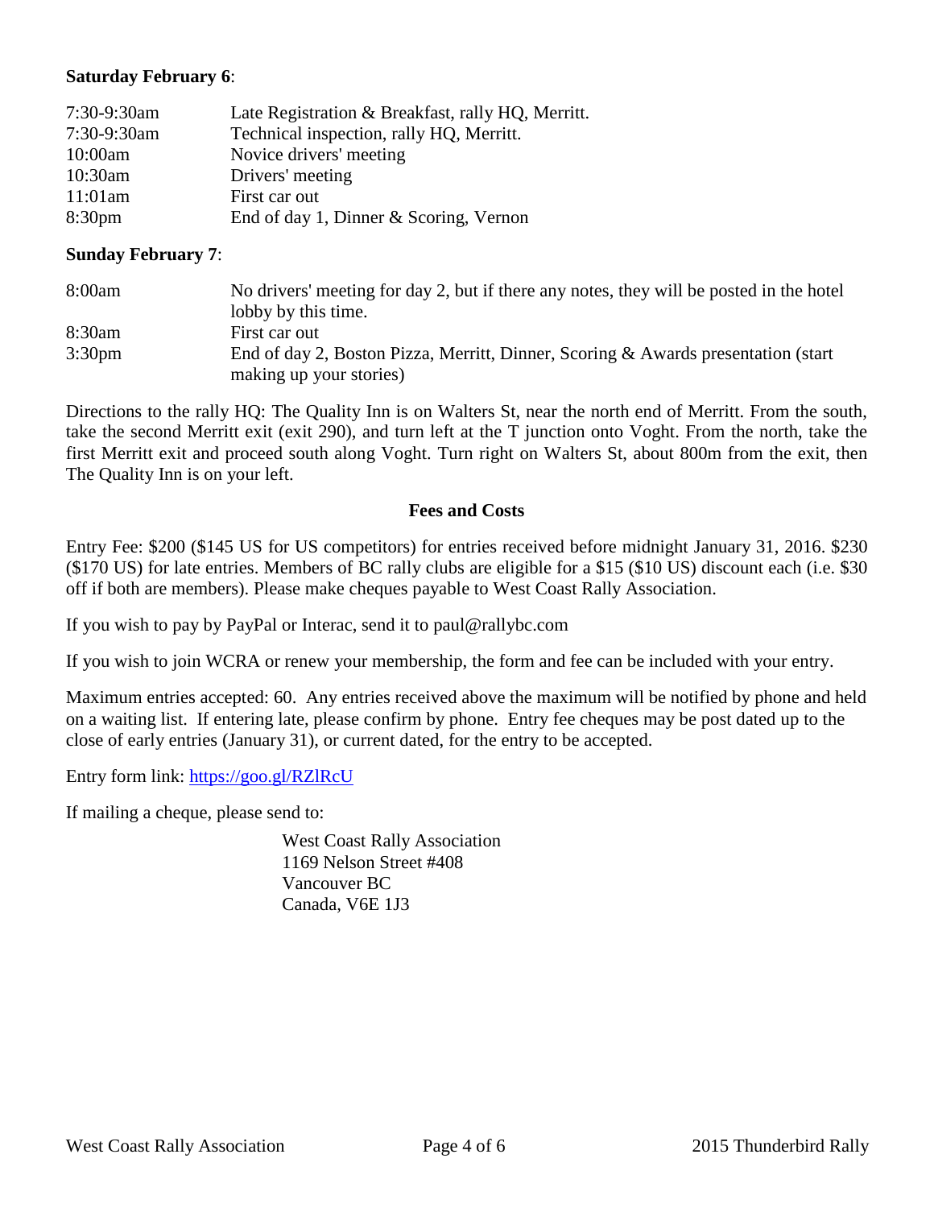**Saturday February 6**:

| | |
|---|---|
| 7:30-9:30am | Late Registration & Breakfast, rally HQ, Merritt. |
| 7:30-9:30am | Technical inspection, rally HQ, Merritt. |
| 10:00am | Novice drivers' meeting |
| 10:30am | Drivers' meeting |
| 11:01am | First car out |
| 8:30pm | End of day 1, Dinner & Scoring, Vernon |

**Sunday February 7**:

| | |
|---|---|
| 8:00am | No drivers' meeting for day 2, but if there any notes, they will be posted in the hotel lobby by this time. |
| 8:30am | First car out |
| 3:30pm | End of day 2, Boston Pizza, Merritt, Dinner, Scoring & Awards presentation (start making up your stories) |

Directions to the rally HQ: The Quality Inn is on Walters St, near the north end of Merritt. From the south, take the second Merritt exit (exit 290), and turn left at the T junction onto Voght. From the north, take the first Merritt exit and proceed south along Voght. Turn right on Walters St, about 800m from the exit, then The Quality Inn is on your left.

## Fees and Costs

Entry Fee: $200 ($145 US for US competitors) for entries received before midnight January 31, 2016. $230 ($170 US) for late entries. Members of BC rally clubs are eligible for a $15 ($10 US) discount each (i.e. $30 off if both are members). Please make cheques payable to West Coast Rally Association.

If you wish to pay by PayPal or Interac, send it to paul@rallybc.com

If you wish to join WCRA or renew your membership, the form and fee can be included with your entry.

Maximum entries accepted: 60. Any entries received above the maximum will be notified by phone and held on a waiting list. If entering late, please confirm by phone. Entry fee cheques may be post dated up to the close of early entries (January 31), or current dated, for the entry to be accepted.

Entry form link: [https://goo.gl/RZlRcU](https://goo.gl/RZlRcU)

If mailing a cheque, please send to:

West Coast Rally Association
1169 Nelson Street #408
Vancouver BC
Canada, V6E 1J3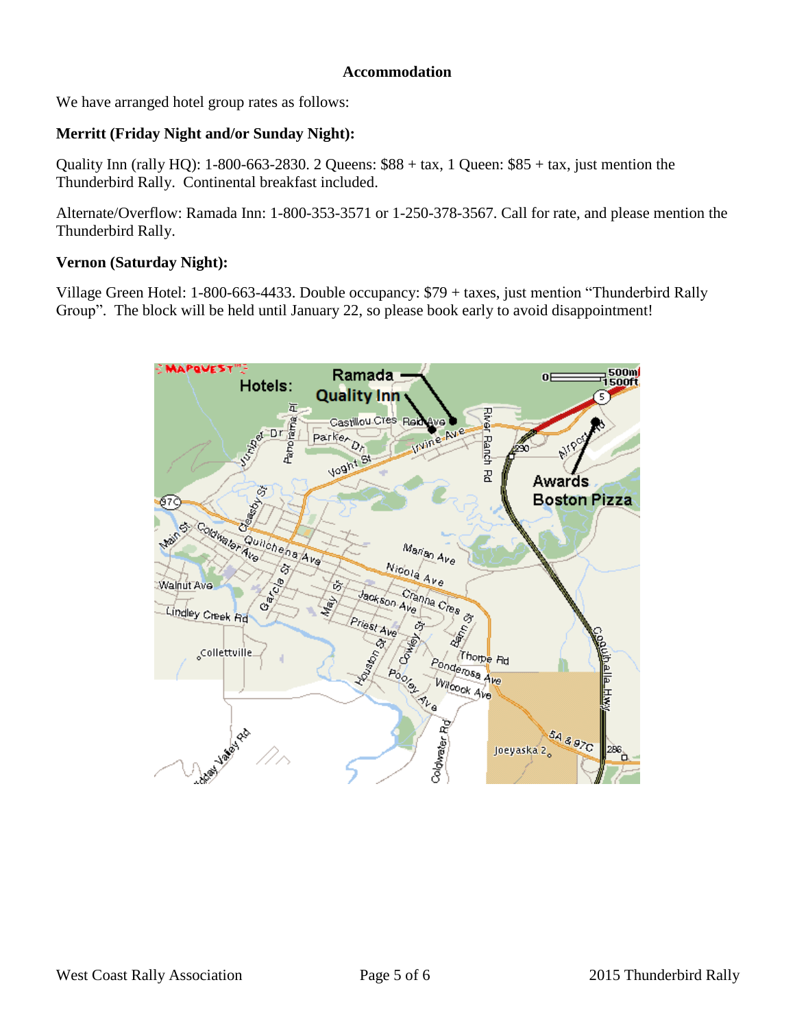**Accommodation**

We have arranged hotel group rates as follows:

**Merritt (Friday Night and/or Sunday Night):**

Quality Inn (rally HQ): 1-800-663-2830. 2 Queens: $88 + tax, 1 Queen: $85 + tax, just mention the Thunderbird Rally. Continental breakfast included.

Alternate/Overflow: Ramada Inn: 1-800-353-3571 or 1-250-378-3567. Call for rate, and please mention the Thunderbird Rally.

**Vernon (Saturday Night):**

Village Green Hotel: 1-800-663-4433. Double occupancy: $79 + taxes, just mention "Thunderbird Rally Group". The block will be held until January 22, so please book early to avoid disappointment!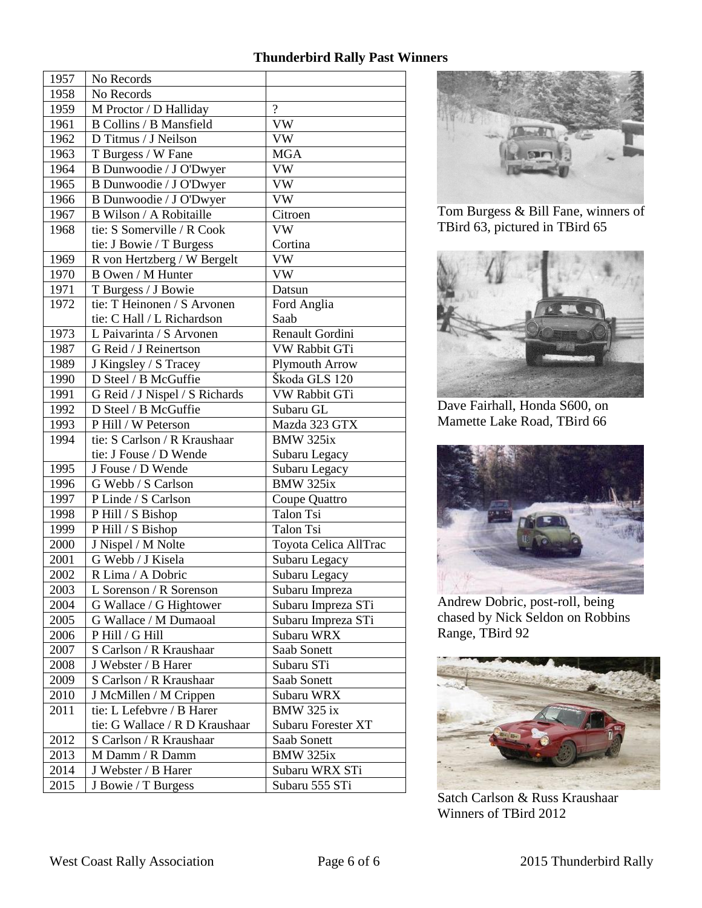## Thunderbird Rally Past Winners

| | | |
|---|---|---|
| 1957 | No Records | |
| 1958 | No Records | |
| 1959 | M Proctor / D Halliday | ? |
| 1961 | B Collins / B Mansfield | VW |
| 1962 | D Titmus / J Neilson | VW |
| 1963 | T Burgess / W Fane | MGA |
| 1964 | B Dunwoodie / J O'Dwyer | VW |
| 1965 | B Dunwoodie / J O'Dwyer | VW |
| 1966 | B Dunwoodie / J O'Dwyer | VW |
| 1967 | B Wilson / A Robitaille | Citroen |
| 1968 | tie: S Somerville / R Cook | VW |
| | tie: J Bowie / T Burgess | Cortina |
| 1969 | R von Hertzberg / W Bergelt | VW |
| 1970 | B Owen / M Hunter | VW |
| 1971 | T Burgess / J Bowie | Datsun |
| 1972 | tie: T Heinonen / S Arvonen | Ford Anglia |
| | tie: C Hall / L Richardson | Saab |
| 1973 | L Paivarinta / S Arvonen | Renault Gordini |
| 1987 | G Reid / J Reinertson | VW Rabbit GTi |
| 1989 | J Kingsley / S Tracey | Plymouth Arrow |
| 1990 | D Steel / B McGuffie | Škoda GLS 120 |
| 1991 | G Reid / J Nispel / S Richards | VW Rabbit GTi |
| 1992 | D Steel / B McGuffie | Subaru GL |
| 1993 | P Hill / W Peterson | Mazda 323 GTX |
| 1994 | tie: S Carlson / R Kraushaar | BMW 325ix |
| | tie: J Fouse / D Wende | Subaru Legacy |
| 1995 | J Fouse / D Wende | Subaru Legacy |
| 1996 | G Webb / S Carlson | BMW 325ix |
| 1997 | P Linde / S Carlson | Coupe Quattro |
| 1998 | P Hill / S Bishop | Talon Tsi |
| 1999 | P Hill / S Bishop | Talon Tsi |
| 2000 | J Nispel / M Nolte | Toyota Celica AllTrac |
| 2001 | G Webb / J Kisela | Subaru Legacy |
| 2002 | R Lima / A Dobric | Subaru Legacy |
| 2003 | L Sorenson / R Sorenson | Subaru Impreza |
| 2004 | G Wallace / G Hightower | Subaru Impreza STi |
| 2005 | G Wallace / M Dumaoal | Subaru Impreza STi |
| 2006 | P Hill / G Hill | Subaru WRX |
| 2007 | S Carlson / R Kraushaar | Saab Sonett |
| 2008 | J Webster / B Harer | Subaru STi |
| 2009 | S Carlson / R Kraushaar | Saab Sonett |
| 2010 | J McMillen / M Crippen | Subaru WRX |
| 2011 | tie: L Lefebvre / B Harer | BMW 325 ix |
| | tie: G Wallace / R D Kraushaar | Subaru Forester XT |
| 2012 | S Carlson / R Kraushaar | Saab Sonett |
| 2013 | M Damm / R Damm | BMW 325ix |
| 2014 | J Webster / B Harer | Subaru WRX STi |
| 2015 | J Bowie / T Burgess | Subaru 555 STi |

Tom Burgess & Bill Fane, winners of TBird 63, pictured in TBird 65

Dave Fairhall, Honda S600, on Mamette Lake Road, TBird 66

Andrew Dobric, post-roll, being chased by Nick Seldon on Robbins Range, TBird 92

Satch Carlson & Russ Kraushaar Winners of TBird 2012